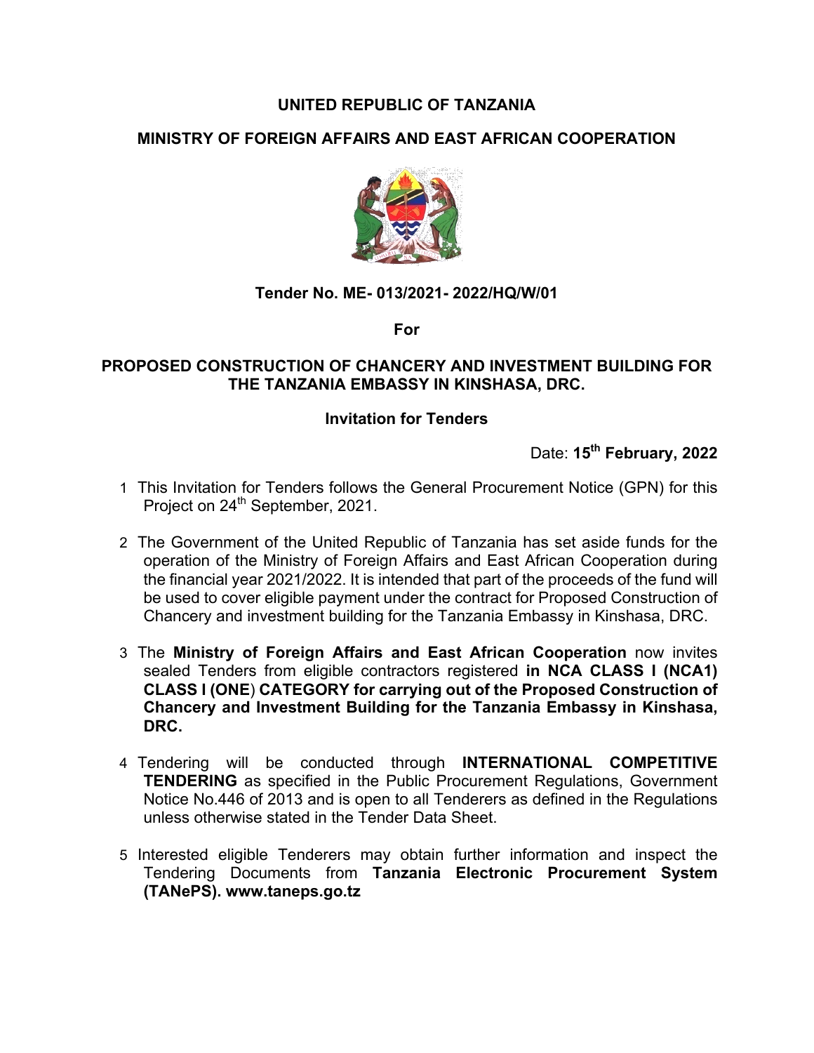# UNITED REPUBLIC OF TANZANIA

## MINISTRY OF FOREIGN AFFAIRS AND EAST AFRICAN COOPERATION

**Tender No. ME- 013/2021- 2022/HQ/W/01**

**For**

## PROPOSED CONSTRUCTION OF CHANCERY AND INVESTMENT BUILDING FOR THE TANZANIA EMBASSY IN KINSHASA, DRC.

### Invitation for Tenders

Date: **15th February, 2022**

1. This Invitation for Tenders follows the General Procurement Notice (GPN) for this Project on 24th September, 2021.

2. The Government of the United Republic of Tanzania has set aside funds for the operation of the Ministry of Foreign Affairs and East African Cooperation during the financial year 2021/2022. It is intended that part of the proceeds of the fund will be used to cover eligible payment under the contract for Proposed Construction of Chancery and investment building for the Tanzania Embassy in Kinshasa, DRC.

3. The **Ministry of Foreign Affairs and East African Cooperation** now invites sealed Tenders from eligible contractors registered **in NCA CLASS I (NCA1) CLASS I (ONE**) **CATEGORY for carrying out of the Proposed Construction of Chancery and Investment Building for the Tanzania Embassy in Kinshasa, DRC.**

4. Tendering will be conducted through **INTERNATIONAL COMPETITIVE TENDERING** as specified in the Public Procurement Regulations, Government Notice No.446 of 2013 and is open to all Tenderers as defined in the Regulations unless otherwise stated in the Tender Data Sheet.

5. Interested eligible Tenderers may obtain further information and inspect the Tendering Documents from **Tanzania Electronic Procurement System (TANePS). www.taneps.go.tz**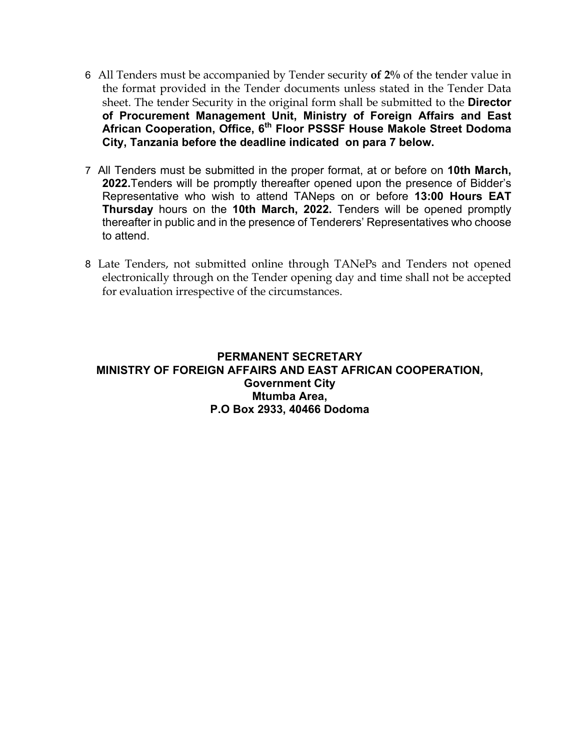6. All Tenders must be accompanied by Tender security **of 2%** of the tender value in the format provided in the Tender documents unless stated in the Tender Data sheet. The tender Security in the original form shall be submitted to the **Director of Procurement Management Unit, Ministry of Foreign Affairs and East African Cooperation, Office, 6th Floor PSSSF House Makole Street Dodoma City, Tanzania before the deadline indicated on para 7 below.**

7. All Tenders must be submitted in the proper format, at or before on **10th March, 2022.** Tenders will be promptly thereafter opened upon the presence of Bidder's Representative who wish to attend TANeps on or before **13:00 Hours EAT Thursday** hours on the **10th March, 2022.** Tenders will be opened promptly thereafter in public and in the presence of Tenderers' Representatives who choose to attend.

8. Late Tenders, not submitted online through TANePs and Tenders not opened electronically through on the Tender opening day and time shall not be accepted for evaluation irrespective of the circumstances.

**PERMANENT SECRETARY**
**MINISTRY OF FOREIGN AFFAIRS AND EAST AFRICAN COOPERATION,**
**Government City**
**Mtumba Area,**
**P.O Box 2933, 40466 Dodoma**